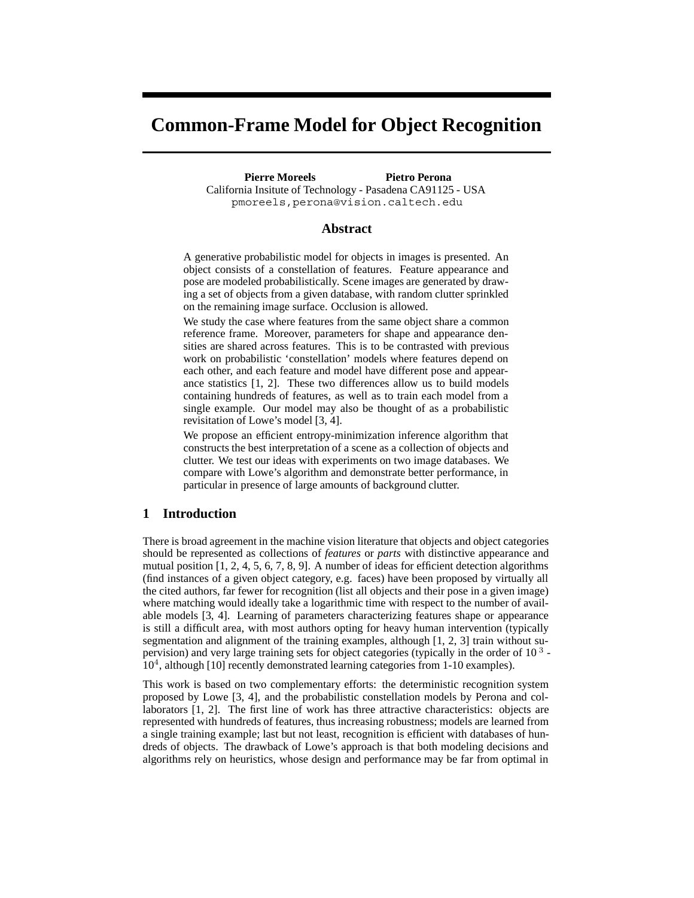# Common-Frame Model for Object Recognition

**Pierre Moreels** **Pietro Perona**
California Insitute of Technology - Pasadena CA91125 - USA
pmoreels,perona@vision.caltech.edu

## Abstract

A generative probabilistic model for objects in images is presented. An object consists of a constellation of features. Feature appearance and pose are modeled probabilistically. Scene images are generated by drawing a set of objects from a given database, with random clutter sprinkled on the remaining image surface. Occlusion is allowed.

We study the case where features from the same object share a common reference frame. Moreover, parameters for shape and appearance densities are shared across features. This is to be contrasted with previous work on probabilistic 'constellation' models where features depend on each other, and each feature and model have different pose and appearance statistics [1, 2]. These two differences allow us to build models containing hundreds of features, as well as to train each model from a single example. Our model may also be thought of as a probabilistic revisitation of Lowe's model [3, 4].

We propose an efficient entropy-minimization inference algorithm that constructs the best interpretation of a scene as a collection of objects and clutter. We test our ideas with experiments on two image databases. We compare with Lowe's algorithm and demonstrate better performance, in particular in presence of large amounts of background clutter.

## 1 Introduction

There is broad agreement in the machine vision literature that objects and object categories should be represented as collections of *features* or *parts* with distinctive appearance and mutual position [1, 2, 4, 5, 6, 7, 8, 9]. A number of ideas for efficient detection algorithms (find instances of a given object category, e.g. faces) have been proposed by virtually all the cited authors, far fewer for recognition (list all objects and their pose in a given image) where matching would ideally take a logarithmic time with respect to the number of available models [3, 4]. Learning of parameters characterizing features shape or appearance is still a difficult area, with most authors opting for heavy human intervention (typically segmentation and alignment of the training examples, although [1, 2, 3] train without supervision) and very large training sets for object categories (typically in the order of $10^3$ - $10^4$, although [10] recently demonstrated learning categories from 1-10 examples).

This work is based on two complementary efforts: the deterministic recognition system proposed by Lowe [3, 4], and the probabilistic constellation models by Perona and collaborators [1, 2]. The first line of work has three attractive characteristics: objects are represented with hundreds of features, thus increasing robustness; models are learned from a single training example; last but not least, recognition is efficient with databases of hundreds of objects. The drawback of Lowe's approach is that both modeling decisions and algorithms rely on heuristics, whose design and performance may be far from optimal in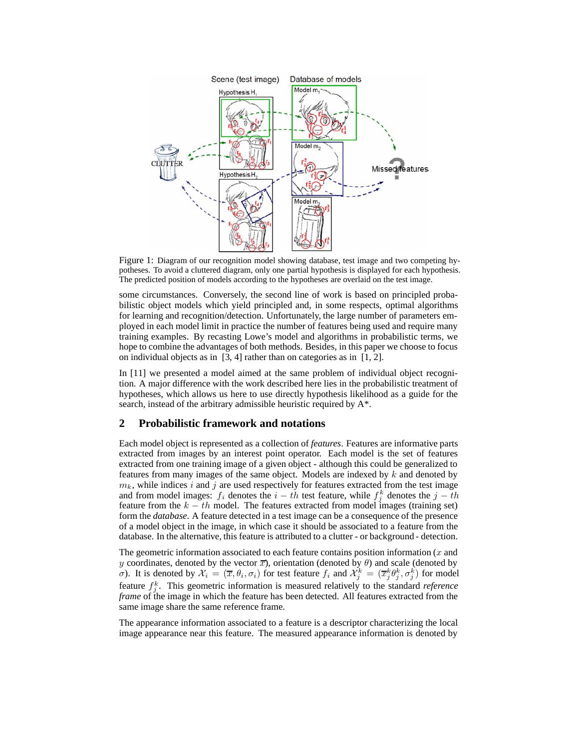Figure 1: Diagram of our recognition model showing database, test image and two competing hypotheses. To avoid a cluttered diagram, only one partial hypothesis is displayed for each hypothesis. The predicted position of models according to the hypotheses are overlaid on the test image.

some circumstances. Conversely, the second line of work is based on principled probabilistic object models which yield principled and, in some respects, optimal algorithms for learning and recognition/detection. Unfortunately, the large number of parameters employed in each model limit in practice the number of features being used and require many training examples. By recasting Lowe's model and algorithms in probabilistic terms, we hope to combine the advantages of both methods. Besides, in this paper we choose to focus on individual objects as in [3, 4] rather than on categories as in [1, 2].

In [11] we presented a model aimed at the same problem of individual object recognition. A major difference with the work described here lies in the probabilistic treatment of hypotheses, which allows us here to use directly hypothesis likelihood as a guide for the search, instead of the arbitrary admissible heuristic required by A*.

## 2 Probabilistic framework and notations

Each model object is represented as a collection of *features*. Features are informative parts extracted from images by an interest point operator. Each model is the set of features extracted from one training image of a given object - although this could be generalized to features from many images of the same object. Models are indexed by $k$ and denoted by $m_k$, while indices $i$ and $j$ are used respectively for features extracted from the test image and from model images: $f_i$ denotes the $i-th$ test feature, while $f_j^k$ denotes the $j-th$ feature from the $k-th$ model. The features extracted from model images (training set) form the *database*. A feature detected in a test image can be a consequence of the presence of a model object in the image, in which case it should be associated to a feature from the database. In the alternative, this feature is attributed to a clutter - or background - detection.

The geometric information associated to each feature contains position information ($x$ and $y$ coordinates, denoted by the vector $\overline{x}$), orientation (denoted by $\theta$) and scale (denoted by $\sigma$). It is denoted by $\mathcal{X}_i = (\overline{x}, \theta_i, \sigma_i)$ for test feature $f_i$ and $\mathcal{X}_j^k = (\overline{x}_j^k \theta_j^k, \sigma_j^k)$ for model feature $f_j^k$. This geometric information is measured relatively to the standard *reference frame* of the image in which the feature has been detected. All features extracted from the same image share the same reference frame.

The appearance information associated to a feature is a descriptor characterizing the local image appearance near this feature. The measured appearance information is denoted by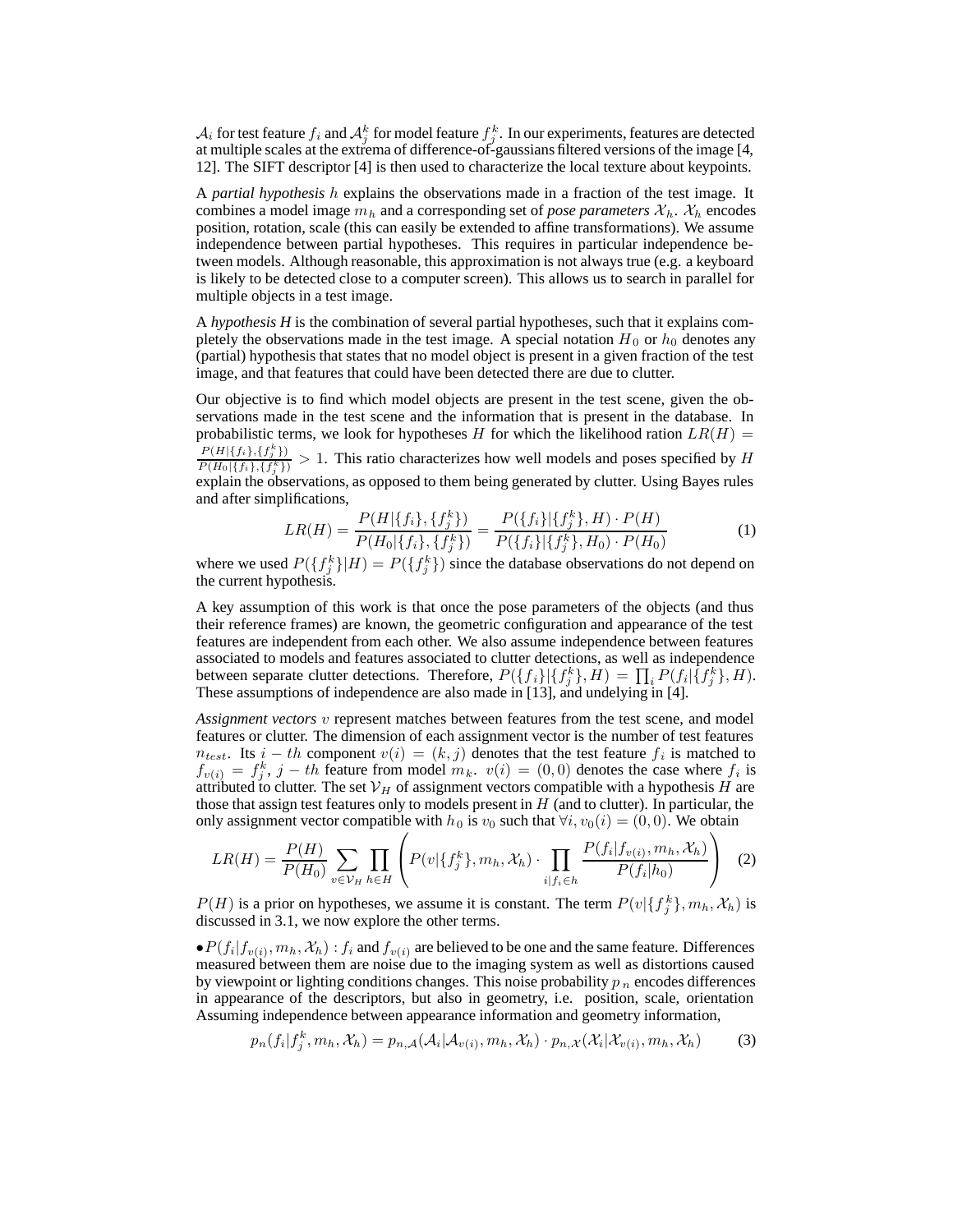$\mathcal{A}_i$ for test feature $f_i$ and $\mathcal{A}_j^k$ for model feature $f_j^k$. In our experiments, features are detected at multiple scales at the extrema of difference-of-gaussians filtered versions of the image [4, 12]. The SIFT descriptor [4] is then used to characterize the local texture about keypoints.

A *partial hypothesis* $h$ explains the observations made in a fraction of the test image. It combines a model image $m_h$ and a corresponding set of *pose parameters* $\mathcal{X}_h$. $\mathcal{X}_h$ encodes position, rotation, scale (this can easily be extended to affine transformations). We assume independence between partial hypotheses. This requires in particular independence between models. Although reasonable, this approximation is not always true (e.g. a keyboard is likely to be detected close to a computer screen). This allows us to search in parallel for multiple objects in a test image.

A *hypothesis H* is the combination of several partial hypotheses, such that it explains completely the observations made in the test image. A special notation $H_0$ or $h_0$ denotes any (partial) hypothesis that states that no model object is present in a given fraction of the test image, and that features that could have been detected there are due to clutter.

Our objective is to find which model objects are present in the test scene, given the observations made in the test scene and the information that is present in the database. In probabilistic terms, we look for hypotheses $H$ for which the likelihood ration $LR(H) = \frac{P(H|\{f_i\},\{f_j^k\})}{P(H_0|\{f_i\},\{f_j^k\})} > 1$. This ratio characterizes how well models and poses specified by $H$ explain the observations, as opposed to them being generated by clutter. Using Bayes rules and after simplifications,

$$LR(H) = \frac{P(H|\{f_i\},\{f_j^k\})}{P(H_0|\{f_i\},\{f_j^k\})} = \frac{P(\{f_i\}|\{f_j^k\},H) \cdot P(H)}{P(\{f_i\}|\{f_j^k\},H_0) \cdot P(H_0)} \tag{1}$$

where we used $P(\{f_j^k\}|H) = P(\{f_j^k\})$ since the database observations do not depend on the current hypothesis.

A key assumption of this work is that once the pose parameters of the objects (and thus their reference frames) are known, the geometric configuration and appearance of the test features are independent from each other. We also assume independence between features associated to models and features associated to clutter detections, as well as independence between separate clutter detections. Therefore, $P(\{f_i\}|\{f_j^k\},H) = \prod_i P(f_i|\{f_j^k\},H)$. These assumptions of independence are also made in [13], and underlying in [4].

*Assignment vectors* $v$ represent matches between features from the test scene, and model features or clutter. The dimension of each assignment vector is the number of test features $n_{test}$. Its $i-th$ component $v(i) = (k,j)$ denotes that the test feature $f_i$ is matched to $f_{v(i)} = f_j^k$, $j-th$ feature from model $m_k$. $v(i) = (0,0)$ denotes the case where $f_i$ is attributed to clutter. The set $\mathcal{V}_H$ of assignment vectors compatible with a hypothesis $H$ are those that assign test features only to models present in $H$ (and to clutter). In particular, the only assignment vector compatible with $h_0$ is $v_0$ such that $\forall i, v_0(i) = (0,0)$. We obtain

$$LR(H) = \frac{P(H)}{P(H_0)} \sum_{v \in \mathcal{V}_H} \prod_{h \in H} \left( P(v|\{f_j^k\}, m_h, \mathcal{X}_h) \cdot \prod_{i|f_i \in h} \frac{P(f_i|f_{v(i)}, m_h, \mathcal{X}_h)}{P(f_i|h_0)} \right) \tag{2}$$

$P(H)$ is a prior on hypotheses, we assume it is constant. The term $P(v|\{f_j^k\}, m_h, \mathcal{X}_h)$ is discussed in 3.1, we now explore the other terms.

• $P(f_i|f_{v(i)}, m_h, \mathcal{X}_h)$ : $f_i$ and $f_{v(i)}$ are believed to be one and the same feature. Differences measured between them are noise due to the imaging system as well as distortions caused by viewpoint or lighting conditions changes. This noise probability $p_n$ encodes differences in appearance of the descriptors, but also in geometry, i.e. position, scale, orientation Assuming independence between appearance information and geometry information,

$$p_n(f_i|f_j^k, m_h, \mathcal{X}_h) = p_{n,\mathcal{A}}(\mathcal{A}_i|\mathcal{A}_{v(i)}, m_h, \mathcal{X}_h) \cdot p_{n,\mathcal{X}}(\mathcal{X}_i|\mathcal{X}_{v(i)}, m_h, \mathcal{X}_h) \tag{3}$$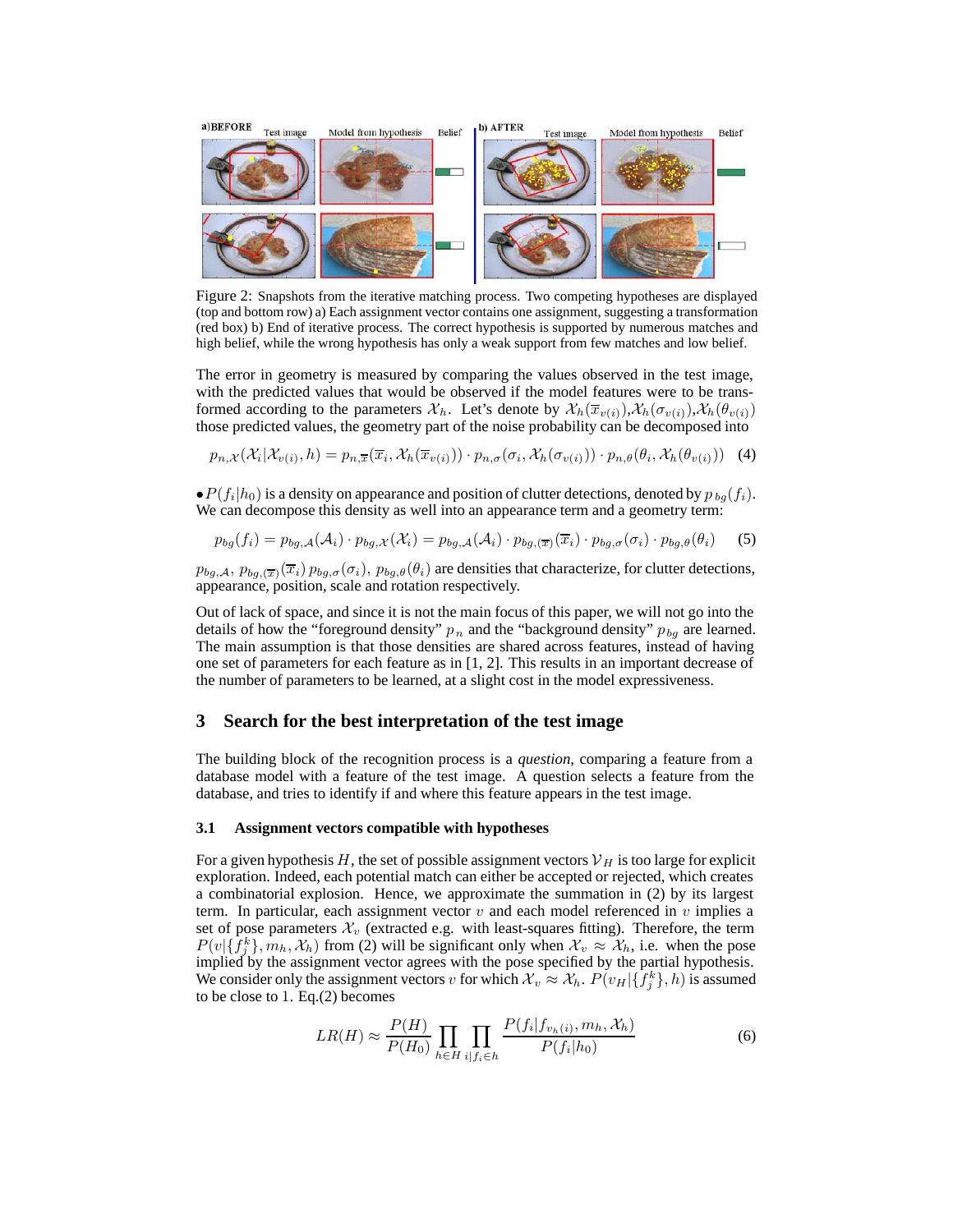Figure 2: Snapshots from the iterative matching process. Two competing hypotheses are displayed (top and bottom row) a) Each assignment vector contains one assignment, suggesting a transformation (red box) b) End of iterative process. The correct hypothesis is supported by numerous matches and high belief, while the wrong hypothesis has only a weak support from few matches and low belief.

The error in geometry is measured by comparing the values observed in the test image, with the predicted values that would be observed if the model features were to be transformed according to the parameters $\mathcal{X}_h$. Let's denote by $\mathcal{X}_h(\overline{x}_{v(i)})$,$\mathcal{X}_h(\sigma_{v(i)})$,$\mathcal{X}_h(\theta_{v(i)})$ those predicted values, the geometry part of the noise probability can be decomposed into

$$p_{n,\mathcal{X}}(\mathcal{X}_i|\mathcal{X}_{v(i)},h) = p_{n,\overline{x}}(\overline{x}_i, \mathcal{X}_h(\overline{x}_{v(i)})) \cdot p_{n,\sigma}(\sigma_i, \mathcal{X}_h(\sigma_{v(i)})) \cdot p_{n,\theta}(\theta_i, \mathcal{X}_h(\theta_{v(i)})) \quad (4)$$

• $P(f_i|h_0)$ is a density on appearance and position of clutter detections, denoted by $p_{bg}(f_i)$. We can decompose this density as well into an appearance term and a geometry term:

$$p_{bg}(f_i) = p_{bg,\mathcal{A}}(\mathcal{A}_i) \cdot p_{bg,\mathcal{X}}(\mathcal{X}_i) = p_{bg,\mathcal{A}}(\mathcal{A}_i) \cdot p_{bg,(\overline{x})}(\overline{x}_i) \cdot p_{bg,\sigma}(\sigma_i) \cdot p_{bg,\theta}(\theta_i) \quad (5)$$

$p_{bg,\mathcal{A}}$, $p_{bg,(\overline{x})}(\overline{x}_i)$ $p_{bg,\sigma}(\sigma_i)$, $p_{bg,\theta}(\theta_i)$ are densities that characterize, for clutter detections, appearance, position, scale and rotation respectively.

Out of lack of space, and since it is not the main focus of this paper, we will not go into the details of how the "foreground density" $p_n$ and the "background density" $p_{bg}$ are learned. The main assumption is that those densities are shared across features, instead of having one set of parameters for each feature as in [1, 2]. This results in an important decrease of the number of parameters to be learned, at a slight cost in the model expressiveness.

## 3 Search for the best interpretation of the test image

The building block of the recognition process is a *question*, comparing a feature from a database model with a feature of the test image. A question selects a feature from the database, and tries to identify if and where this feature appears in the test image.

### 3.1 Assignment vectors compatible with hypotheses

For a given hypothesis $H$, the set of possible assignment vectors $\mathcal{V}_H$ is too large for explicit exploration. Indeed, each potential match can either be accepted or rejected, which creates a combinatorial explosion. Hence, we approximate the summation in (2) by its largest term. In particular, each assignment vector $v$ and each model referenced in $v$ implies a set of pose parameters $\mathcal{X}_v$ (extracted e.g. with least-squares fitting). Therefore, the term $P(v|\{f_j^k\}, m_h, \mathcal{X}_h)$ from (2) will be significant only when $\mathcal{X}_v \approx \mathcal{X}_h$, i.e. when the pose implied by the assignment vector agrees with the pose specified by the partial hypothesis. We consider only the assignment vectors $v$ for which $\mathcal{X}_v \approx \mathcal{X}_h$. $P(v_H|\{f_j^k\}, h)$ is assumed to be close to 1. Eq.(2) becomes

$$LR(H) \approx \frac{P(H)}{P(H_0)} \prod_{h \in H} \prod_{i|f_i \in h} \frac{P(f_i|f_{v_h(i)}, m_h, \mathcal{X}_h)}{P(f_i|h_0)} \quad (6)$$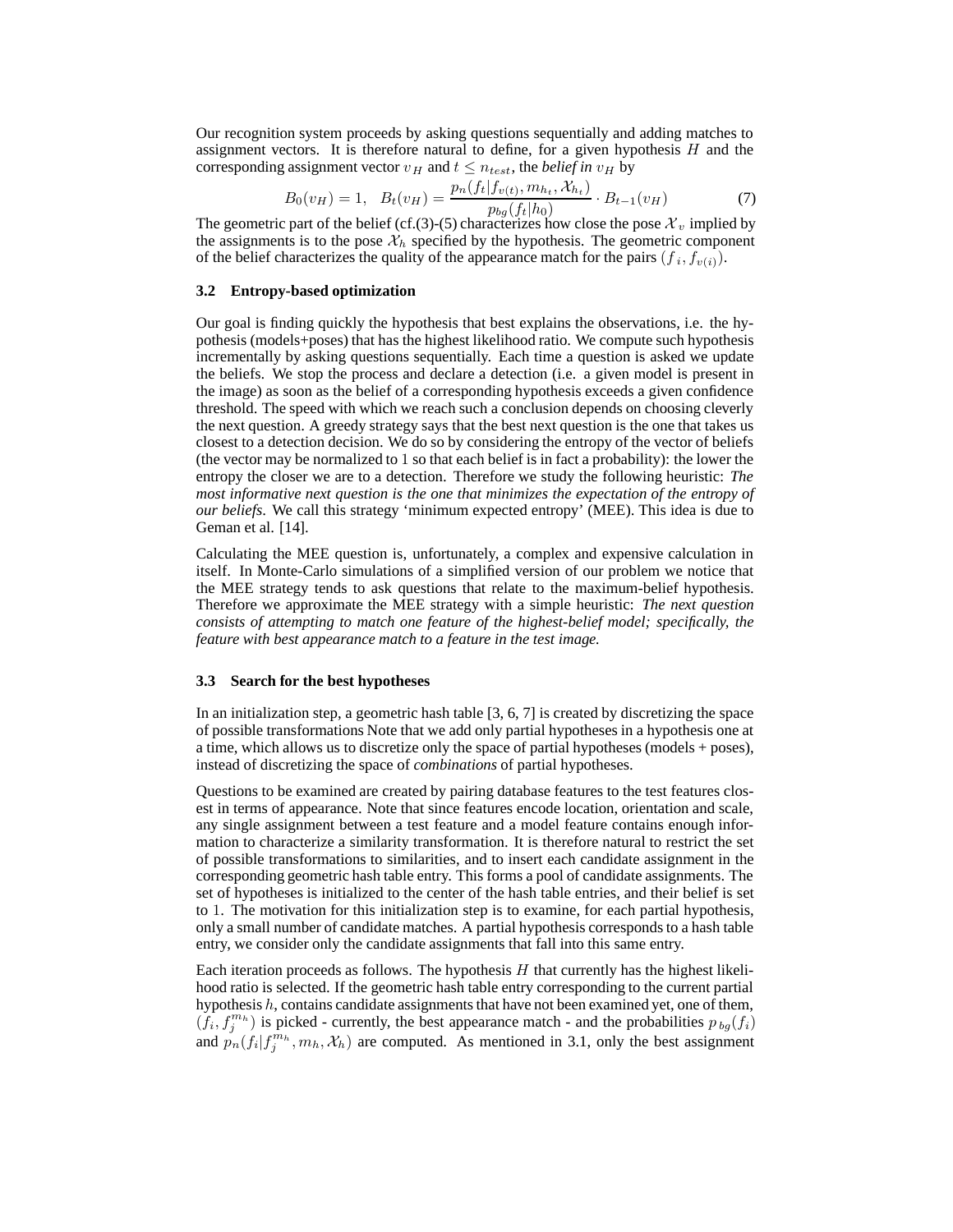Our recognition system proceeds by asking questions sequentially and adding matches to assignment vectors. It is therefore natural to define, for a given hypothesis $H$ and the corresponding assignment vector $v_H$ and $t \leq n_{test}$, the ***belief in*** $v_H$ by

$$B_0(v_H) = 1, \quad B_t(v_H) = \frac{p_n(f_t | f_{v(t)}, m_{h_t}, \mathcal{X}_{h_t})}{p_{bg}(f_t | h_0)} \cdot B_{t-1}(v_H) \tag{7}$$

The geometric part of the belief (cf.(3)-(5) characterizes how close the pose $\mathcal{X}_v$ implied by the assignments is to the pose $\mathcal{X}_h$ specified by the hypothesis. The geometric component of the belief characterizes the quality of the appearance match for the pairs $(f_i, f_{v(i)})$.

### 3.2 Entropy-based optimization

Our goal is finding quickly the hypothesis that best explains the observations, i.e. the hypothesis (models+poses) that has the highest likelihood ratio. We compute such hypothesis incrementally by asking questions sequentially. Each time a question is asked we update the beliefs. We stop the process and declare a detection (i.e. a given model is present in the image) as soon as the belief of a corresponding hypothesis exceeds a given confidence threshold. The speed with which we reach such a conclusion depends on choosing cleverly the next question. A greedy strategy says that the best next question is the one that takes us closest to a detection decision. We do so by considering the entropy of the vector of beliefs (the vector may be normalized to 1 so that each belief is in fact a probability): the lower the entropy the closer we are to a detection. Therefore we study the following heuristic: *The most informative next question is the one that minimizes the expectation of the entropy of our beliefs*. We call this strategy 'minimum expected entropy' (MEE). This idea is due to Geman et al. [14].

Calculating the MEE question is, unfortunately, a complex and expensive calculation in itself. In Monte-Carlo simulations of a simplified version of our problem we notice that the MEE strategy tends to ask questions that relate to the maximum-belief hypothesis. Therefore we approximate the MEE strategy with a simple heuristic: *The next question consists of attempting to match one feature of the highest-belief model; specifically, the feature with best appearance match to a feature in the test image.*

### 3.3 Search for the best hypotheses

In an initialization step, a geometric hash table [3, 6, 7] is created by discretizing the space of possible transformations Note that we add only partial hypotheses in a hypothesis one at a time, which allows us to discretize only the space of partial hypotheses (models + poses), instead of discretizing the space of *combinations* of partial hypotheses.

Questions to be examined are created by pairing database features to the test features closest in terms of appearance. Note that since features encode location, orientation and scale, any single assignment between a test feature and a model feature contains enough information to characterize a similarity transformation. It is therefore natural to restrict the set of possible transformations to similarities, and to insert each candidate assignment in the corresponding geometric hash table entry. This forms a pool of candidate assignments. The set of hypotheses is initialized to the center of the hash table entries, and their belief is set to 1. The motivation for this initialization step is to examine, for each partial hypothesis, only a small number of candidate matches. A partial hypothesis corresponds to a hash table entry, we consider only the candidate assignments that fall into this same entry.

Each iteration proceeds as follows. The hypothesis $H$ that currently has the highest likelihood ratio is selected. If the geometric hash table entry corresponding to the current partial hypothesis $h$, contains candidate assignments that have not been examined yet, one of them, $(f_i, f_j^{m_h})$ is picked - currently, the best appearance match - and the probabilities $p_{bg}(f_i)$ and $p_n(f_i | f_j^{m_h}, m_h, \mathcal{X}_h)$ are computed. As mentioned in 3.1, only the best assignment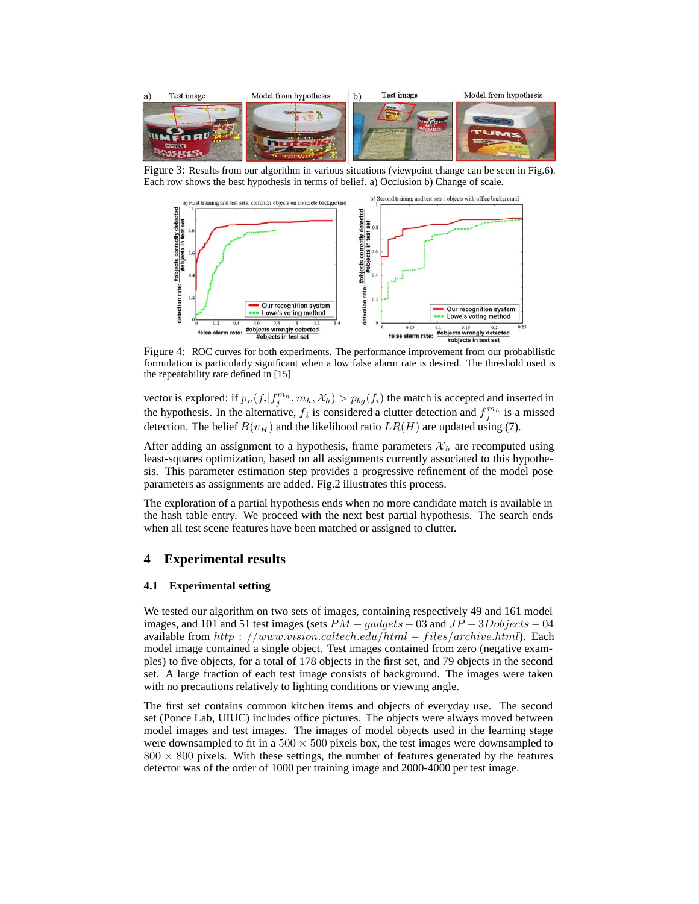Figure 3: Results from our algorithm in various situations (viewpoint change can be seen in Fig.6). Each row shows the best hypothesis in terms of belief. a) Occlusion b) Change of scale.

Figure 4: ROC curves for both experiments. The performance improvement from our probabilistic formulation is particularly significant when a low false alarm rate is desired. The threshold used is the repeatability rate defined in [15]

vector is explored: if $p_n(f_i|f_j^{m_h}, m_h, \mathcal{X}_h) > p_{bg}(f_i)$ the match is accepted and inserted in the hypothesis. In the alternative, $f_i$ is considered a clutter detection and $f_j^{m_h}$ is a missed detection. The belief $B(v_H)$ and the likelihood ratio $LR(H)$ are updated using (7).

After adding an assignment to a hypothesis, frame parameters $\mathcal{X}_h$ are recomputed using least-squares optimization, based on all assignments currently associated to this hypothesis. This parameter estimation step provides a progressive refinement of the model pose parameters as assignments are added. Fig.2 illustrates this process.

The exploration of a partial hypothesis ends when no more candidate match is available in the hash table entry. We proceed with the next best partial hypothesis. The search ends when all test scene features have been matched or assigned to clutter.

## 4 Experimental results

### 4.1 Experimental setting

We tested our algorithm on two sets of images, containing respectively 49 and 161 model images, and 101 and 51 test images (sets $PM-gadgets-03$ and $JP-3Dobjects-04$ available from $http://www.vision.caltech.edu/html-files/archive.html$). Each model image contained a single object. Test images contained from zero (negative examples) to five objects, for a total of 178 objects in the first set, and 79 objects in the second set. A large fraction of each test image consists of background. The images were taken with no precautions relatively to lighting conditions or viewing angle.

The first set contains common kitchen items and objects of everyday use. The second set (Ponce Lab, UIUC) includes office pictures. The objects were always moved between model images and test images. The images of model objects used in the learning stage were downsampled to fit in a $500 \times 500$ pixels box, the test images were downsampled to $800 \times 800$ pixels. With these settings, the number of features generated by the features detector was of the order of 1000 per training image and 2000-4000 per test image.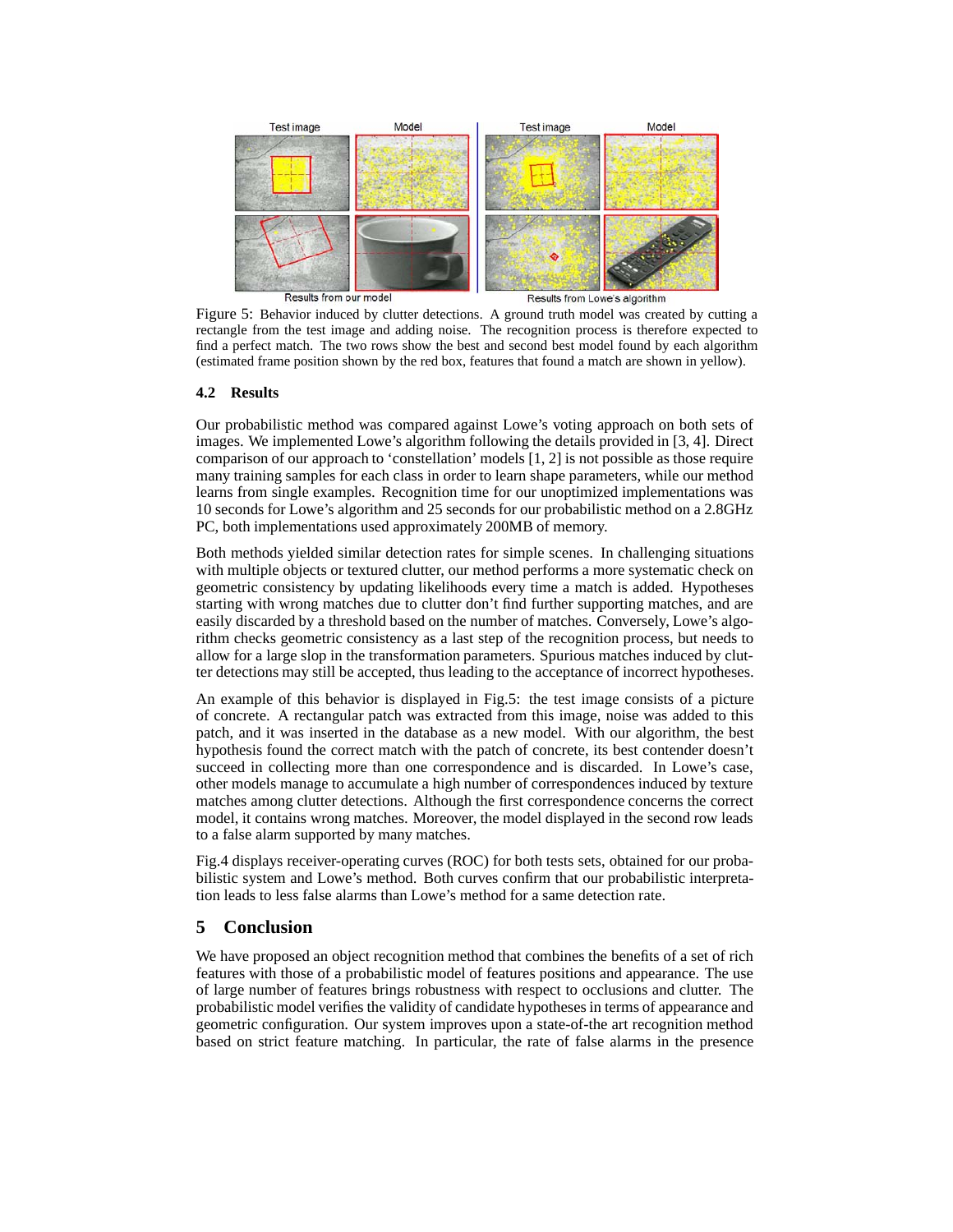Figure 5: Behavior induced by clutter detections. A ground truth model was created by cutting a rectangle from the test image and adding noise. The recognition process is therefore expected to find a perfect match. The two rows show the best and second best model found by each algorithm (estimated frame position shown by the red box, features that found a match are shown in yellow).

### 4.2 Results

Our probabilistic method was compared against Lowe's voting approach on both sets of images. We implemented Lowe's algorithm following the details provided in [3, 4]. Direct comparison of our approach to 'constellation' models [1, 2] is not possible as those require many training samples for each class in order to learn shape parameters, while our method learns from single examples. Recognition time for our unoptimized implementations was 10 seconds for Lowe's algorithm and 25 seconds for our probabilistic method on a 2.8GHz PC, both implementations used approximately 200MB of memory.

Both methods yielded similar detection rates for simple scenes. In challenging situations with multiple objects or textured clutter, our method performs a more systematic check on geometric consistency by updating likelihoods every time a match is added. Hypotheses starting with wrong matches due to clutter don't find further supporting matches, and are easily discarded by a threshold based on the number of matches. Conversely, Lowe's algorithm checks geometric consistency as a last step of the recognition process, but needs to allow for a large slop in the transformation parameters. Spurious matches induced by clutter detections may still be accepted, thus leading to the acceptance of incorrect hypotheses.

An example of this behavior is displayed in Fig.5: the test image consists of a picture of concrete. A rectangular patch was extracted from this image, noise was added to this patch, and it was inserted in the database as a new model. With our algorithm, the best hypothesis found the correct match with the patch of concrete, its best contender doesn't succeed in collecting more than one correspondence and is discarded. In Lowe's case, other models manage to accumulate a high number of correspondences induced by texture matches among clutter detections. Although the first correspondence concerns the correct model, it contains wrong matches. Moreover, the model displayed in the second row leads to a false alarm supported by many matches.

Fig.4 displays receiver-operating curves (ROC) for both tests sets, obtained for our probabilistic system and Lowe's method. Both curves confirm that our probabilistic interpretation leads to less false alarms than Lowe's method for a same detection rate.

## 5 Conclusion

We have proposed an object recognition method that combines the benefits of a set of rich features with those of a probabilistic model of features positions and appearance. The use of large number of features brings robustness with respect to occlusions and clutter. The probabilistic model verifies the validity of candidate hypotheses in terms of appearance and geometric configuration. Our system improves upon a state-of-the art recognition method based on strict feature matching. In particular, the rate of false alarms in the presence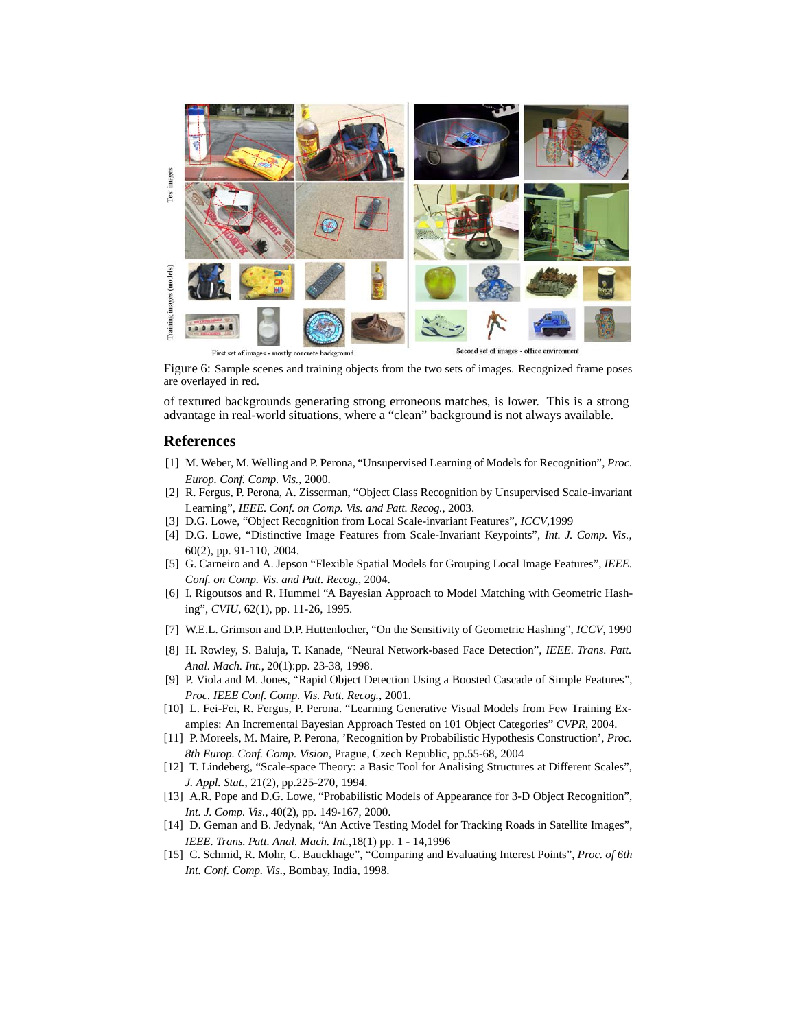Test images

Training images (models)

First set of images - mostly concrete background

Second set of images - office environment

Figure 6: Sample scenes and training objects from the two sets of images. Recognized frame poses are overlayed in red.

of textured backgrounds generating strong erroneous matches, is lower. This is a strong advantage in real-world situations, where a "clean" background is not always available.

## References

[1] M. Weber, M. Welling and P. Perona, "Unsupervised Learning of Models for Recognition", *Proc. Europ. Conf. Comp. Vis.*, 2000.

[2] R. Fergus, P. Perona, A. Zisserman, "Object Class Recognition by Unsupervised Scale-invariant Learning", *IEEE. Conf. on Comp. Vis. and Patt. Recog.*, 2003.

[3] D.G. Lowe, "Object Recognition from Local Scale-invariant Features", *ICCV*,1999

[4] D.G. Lowe, "Distinctive Image Features from Scale-Invariant Keypoints", *Int. J. Comp. Vis.*, 60(2), pp. 91-110, 2004.

[5] G. Carneiro and A. Jepson "Flexible Spatial Models for Grouping Local Image Features", *IEEE. Conf. on Comp. Vis. and Patt. Recog.*, 2004.

[6] I. Rigoutsos and R. Hummel "A Bayesian Approach to Model Matching with Geometric Hashing", *CVIU*, 62(1), pp. 11-26, 1995.

[7] W.E.L. Grimson and D.P. Huttenlocher, "On the Sensitivity of Geometric Hashing", *ICCV*, 1990

[8] H. Rowley, S. Baluja, T. Kanade, "Neural Network-based Face Detection", *IEEE. Trans. Patt. Anal. Mach. Int.*, 20(1):pp. 23-38, 1998.

[9] P. Viola and M. Jones, "Rapid Object Detection Using a Boosted Cascade of Simple Features", *Proc. IEEE Conf. Comp. Vis. Patt. Recog.*, 2001.

[10] L. Fei-Fei, R. Fergus, P. Perona. "Learning Generative Visual Models from Few Training Examples: An Incremental Bayesian Approach Tested on 101 Object Categories" *CVPR*, 2004.

[11] P. Moreels, M. Maire, P. Perona, 'Recognition by Probabilistic Hypothesis Construction', *Proc. 8th Europ. Conf. Comp. Vision*, Prague, Czech Republic, pp.55-68, 2004

[12] T. Lindeberg, "Scale-space Theory: a Basic Tool for Analising Structures at Different Scales", *J. Appl. Stat.*, 21(2), pp.225-270, 1994.

[13] A.R. Pope and D.G. Lowe, "Probabilistic Models of Appearance for 3-D Object Recognition", *Int. J. Comp. Vis.*, 40(2), pp. 149-167, 2000.

[14] D. Geman and B. Jedynak, "An Active Testing Model for Tracking Roads in Satellite Images", *IEEE. Trans. Patt. Anal. Mach. Int.*,18(1) pp. 1 - 14,1996

[15] C. Schmid, R. Mohr, C. Bauckhage", "Comparing and Evaluating Interest Points", *Proc. of 6th Int. Conf. Comp. Vis.*, Bombay, India, 1998.